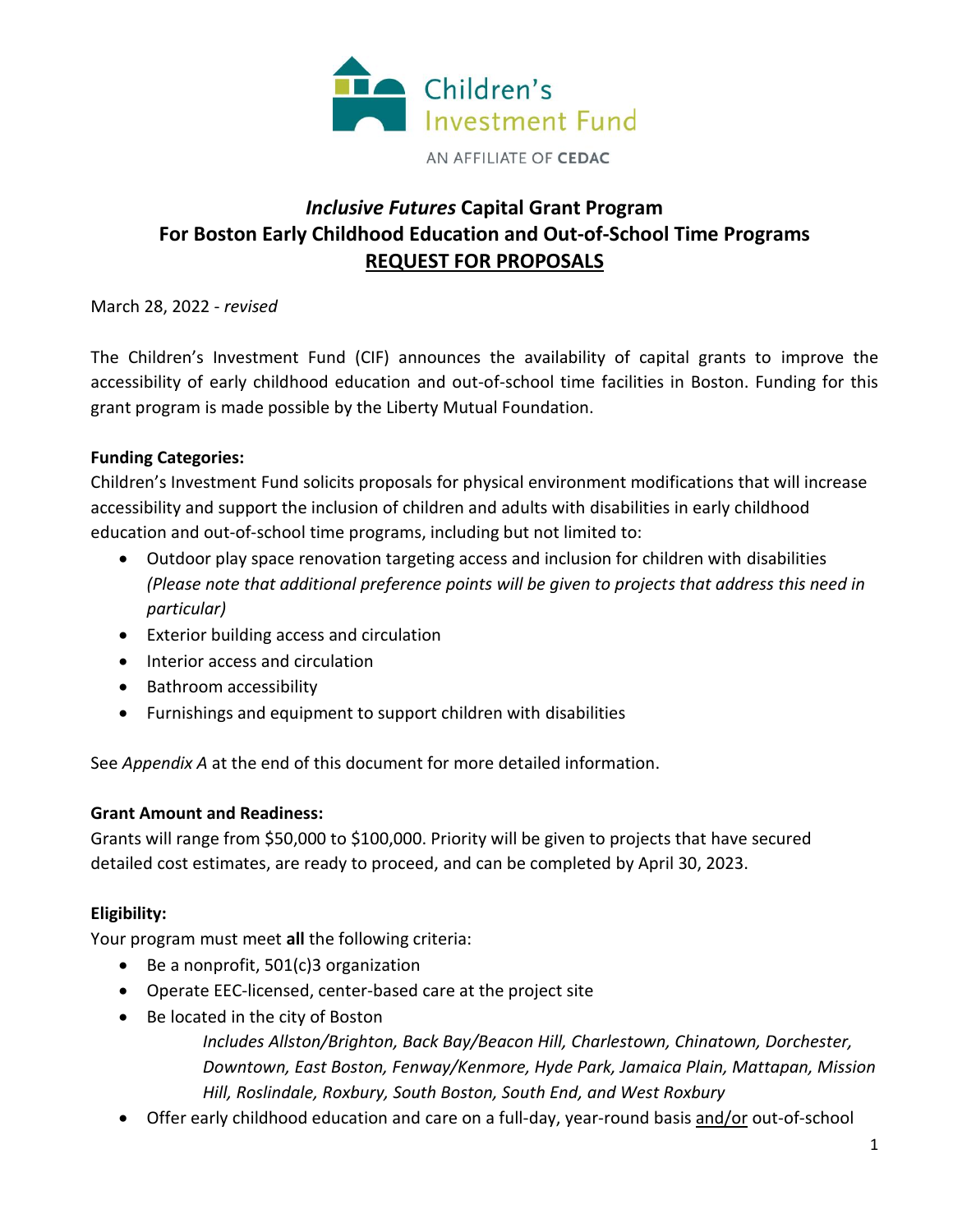Children's Investment Fund

AN AFFILIATE OF CEDAC

# *Inclusive Futures* Capital Grant Program
# For Boston Early Childhood Education and Out-of-School Time Programs
# REQUEST FOR PROPOSALS

March 28, 2022 - *revised*

The Children's Investment Fund (CIF) announces the availability of capital grants to improve the accessibility of early childhood education and out-of-school time facilities in Boston. Funding for this grant program is made possible by the Liberty Mutual Foundation.

**Funding Categories:**
Children's Investment Fund solicits proposals for physical environment modifications that will increase accessibility and support the inclusion of children and adults with disabilities in early childhood education and out-of-school time programs, including but not limited to:

- Outdoor play space renovation targeting access and inclusion for children with disabilities *(Please note that additional preference points will be given to projects that address this need in particular)*
- Exterior building access and circulation
- Interior access and circulation
- Bathroom accessibility
- Furnishings and equipment to support children with disabilities

See *Appendix A* at the end of this document for more detailed information.

**Grant Amount and Readiness:**
Grants will range from $50,000 to $100,000. Priority will be given to projects that have secured detailed cost estimates, are ready to proceed, and can be completed by April 30, 2023.

**Eligibility:**
Your program must meet **all** the following criteria:

- Be a nonprofit, 501(c)3 organization
- Operate EEC-licensed, center-based care at the project site
- Be located in the city of Boston
  *Includes Allston/Brighton, Back Bay/Beacon Hill, Charlestown, Chinatown, Dorchester, Downtown, East Boston, Fenway/Kenmore, Hyde Park, Jamaica Plain, Mattapan, Mission Hill, Roslindale, Roxbury, South Boston, South End, and West Roxbury*
- Offer early childhood education and care on a full-day, year-round basis and/or out-of-school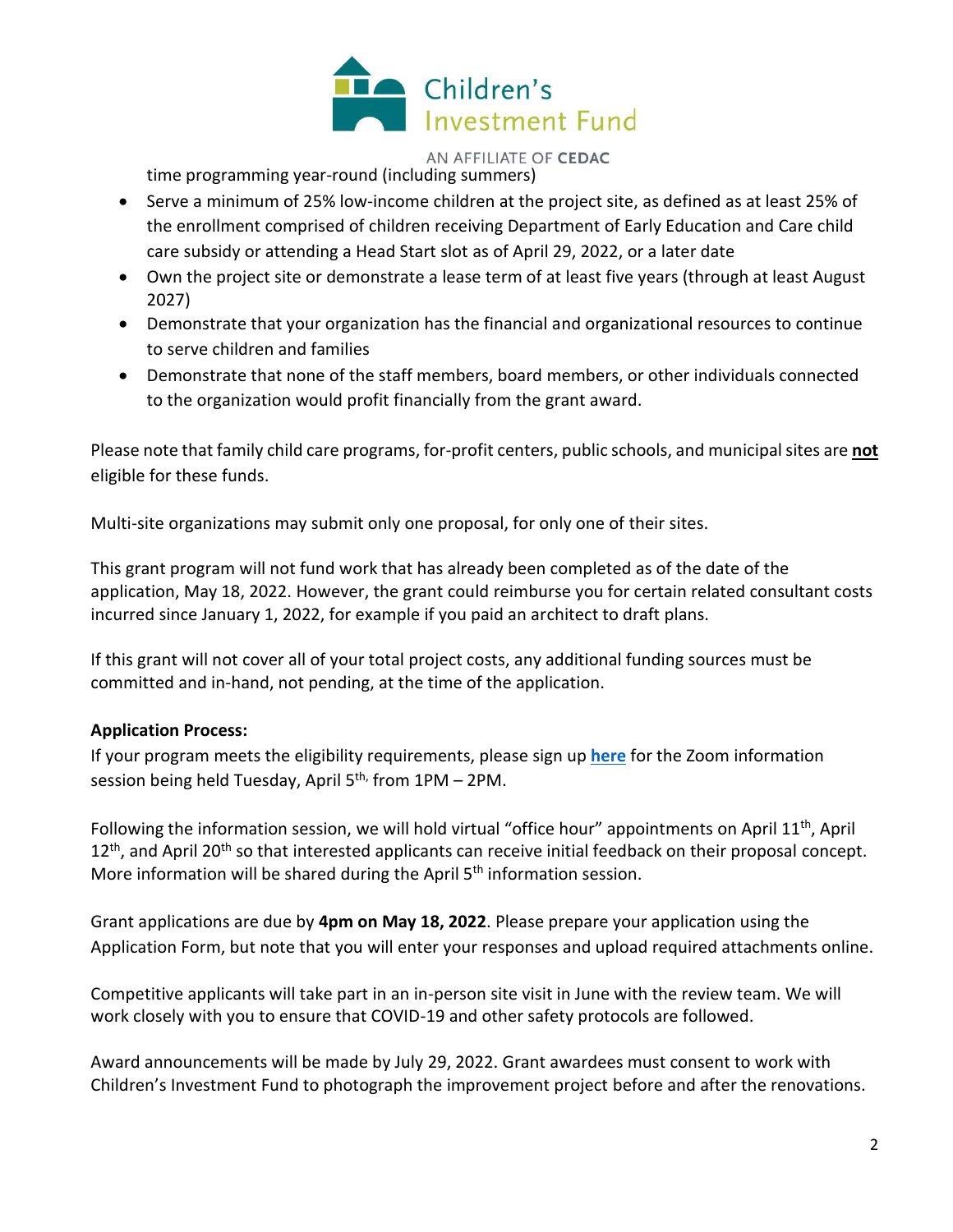time programming year-round (including summers)

- Serve a minimum of 25% low-income children at the project site, as defined as at least 25% of the enrollment comprised of children receiving Department of Early Education and Care child care subsidy or attending a Head Start slot as of April 29, 2022, or a later date
- Own the project site or demonstrate a lease term of at least five years (through at least August 2027)
- Demonstrate that your organization has the financial and organizational resources to continue to serve children and families
- Demonstrate that none of the staff members, board members, or other individuals connected to the organization would profit financially from the grant award.

Please note that family child care programs, for-profit centers, public schools, and municipal sites are **not** eligible for these funds.

Multi-site organizations may submit only one proposal, for only one of their sites.

This grant program will not fund work that has already been completed as of the date of the application, May 18, 2022. However, the grant could reimburse you for certain related consultant costs incurred since January 1, 2022, for example if you paid an architect to draft plans.

If this grant will not cover all of your total project costs, any additional funding sources must be committed and in-hand, not pending, at the time of the application.

**Application Process:**

If your program meets the eligibility requirements, please sign up **here** for the Zoom information session being held Tuesday, April 5th, from 1PM – 2PM.

Following the information session, we will hold virtual "office hour" appointments on April 11th, April 12th, and April 20th so that interested applicants can receive initial feedback on their proposal concept. More information will be shared during the April 5th information session.

Grant applications are due by **4pm on May 18, 2022**. Please prepare your application using the Application Form, but note that you will enter your responses and upload required attachments online.

Competitive applicants will take part in an in-person site visit in June with the review team. We will work closely with you to ensure that COVID-19 and other safety protocols are followed.

Award announcements will be made by July 29, 2022. Grant awardees must consent to work with Children's Investment Fund to photograph the improvement project before and after the renovations.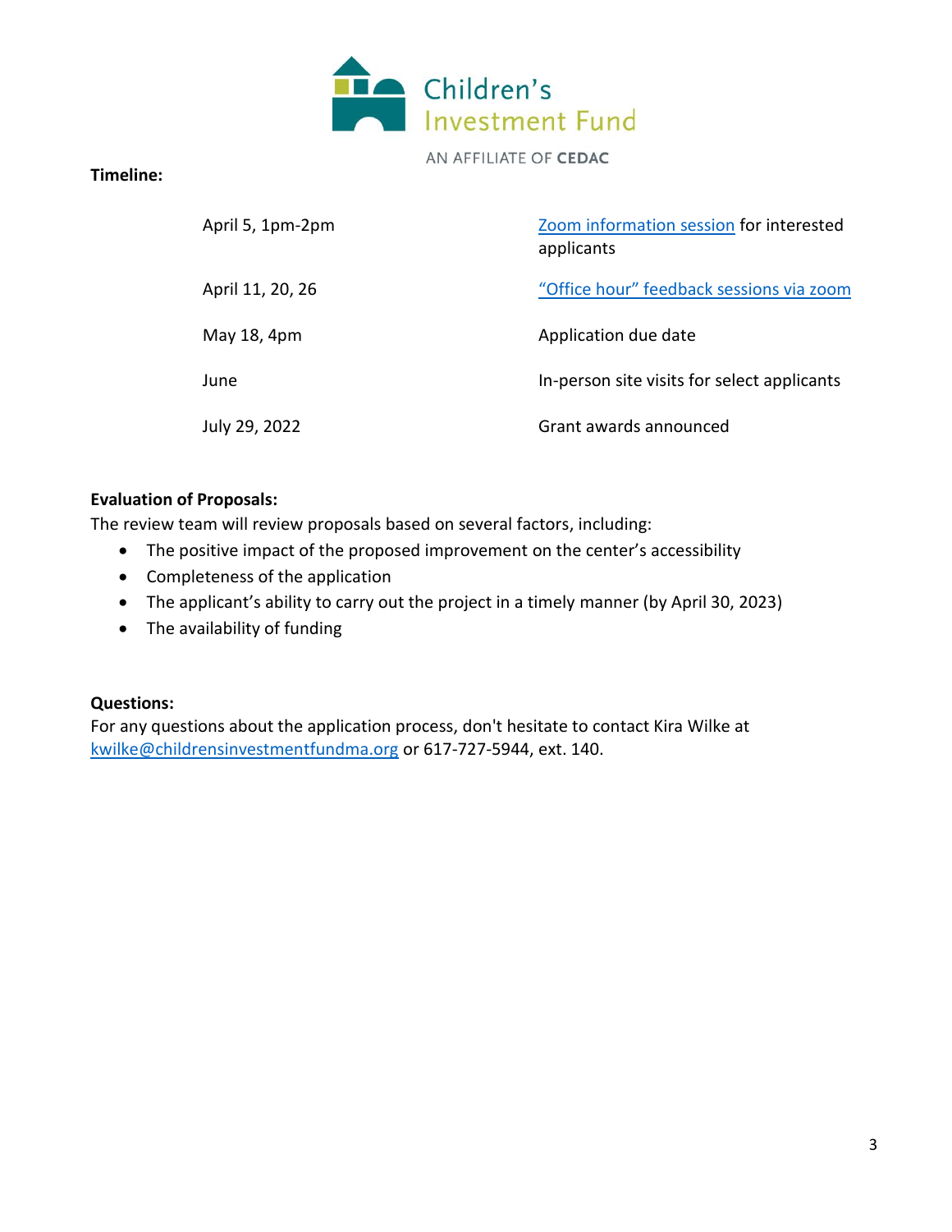**Timeline:**

| | |
|---|---|
| April 5, 1pm-2pm | Zoom information session for interested applicants |
| April 11, 20, 26 | "Office hour" feedback sessions via zoom |
| May 18, 4pm | Application due date |
| June | In-person site visits for select applicants |
| July 29, 2022 | Grant awards announced |

**Evaluation of Proposals:**

The review team will review proposals based on several factors, including:

- The positive impact of the proposed improvement on the center's accessibility
- Completeness of the application
- The applicant's ability to carry out the project in a timely manner (by April 30, 2023)
- The availability of funding

**Questions:**

For any questions about the application process, don't hesitate to contact Kira Wilke at kwilke@childrensinvestmentfundma.org or 617-727-5944, ext. 140.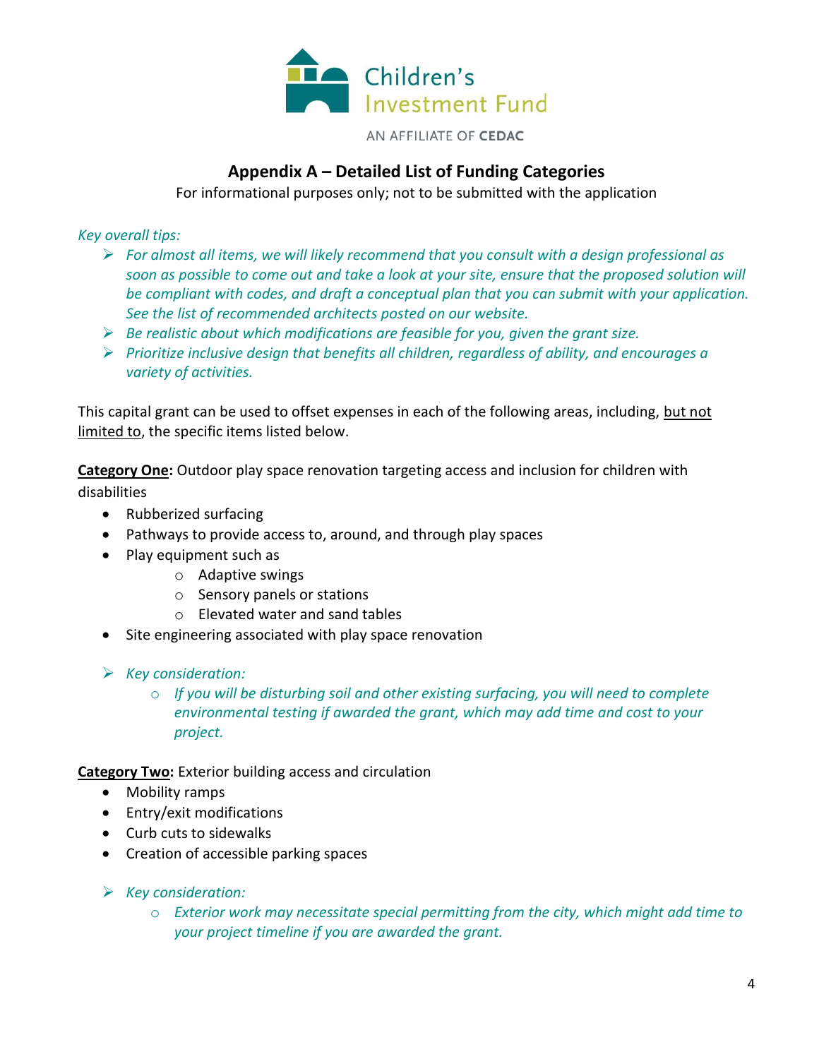Children's Investment Fund

AN AFFILIATE OF **CEDAC**

## Appendix A – Detailed List of Funding Categories

For informational purposes only; not to be submitted with the application

*Key overall tips:*

- *For almost all items, we will likely recommend that you consult with a design professional as soon as possible to come out and take a look at your site, ensure that the proposed solution will be compliant with codes, and draft a conceptual plan that you can submit with your application. See the list of recommended architects posted on our website.*
- *Be realistic about which modifications are feasible for you, given the grant size.*
- *Prioritize inclusive design that benefits all children, regardless of ability, and encourages a variety of activities.*

This capital grant can be used to offset expenses in each of the following areas, including, <u>but not limited to</u>, the specific items listed below.

**<u>Category One</u>:** Outdoor play space renovation targeting access and inclusion for children with disabilities

- Rubberized surfacing
- Pathways to provide access to, around, and through play spaces
- Play equipment such as
    - Adaptive swings
    - Sensory panels or stations
    - Elevated water and sand tables
- Site engineering associated with play space renovation

- *Key consideration:*
    - *If you will be disturbing soil and other existing surfacing, you will need to complete environmental testing if awarded the grant, which may add time and cost to your project.*

**<u>Category Two</u>:** Exterior building access and circulation

- Mobility ramps
- Entry/exit modifications
- Curb cuts to sidewalks
- Creation of accessible parking spaces

- *Key consideration:*
    - *Exterior work may necessitate special permitting from the city, which might add time to your project timeline if you are awarded the grant.*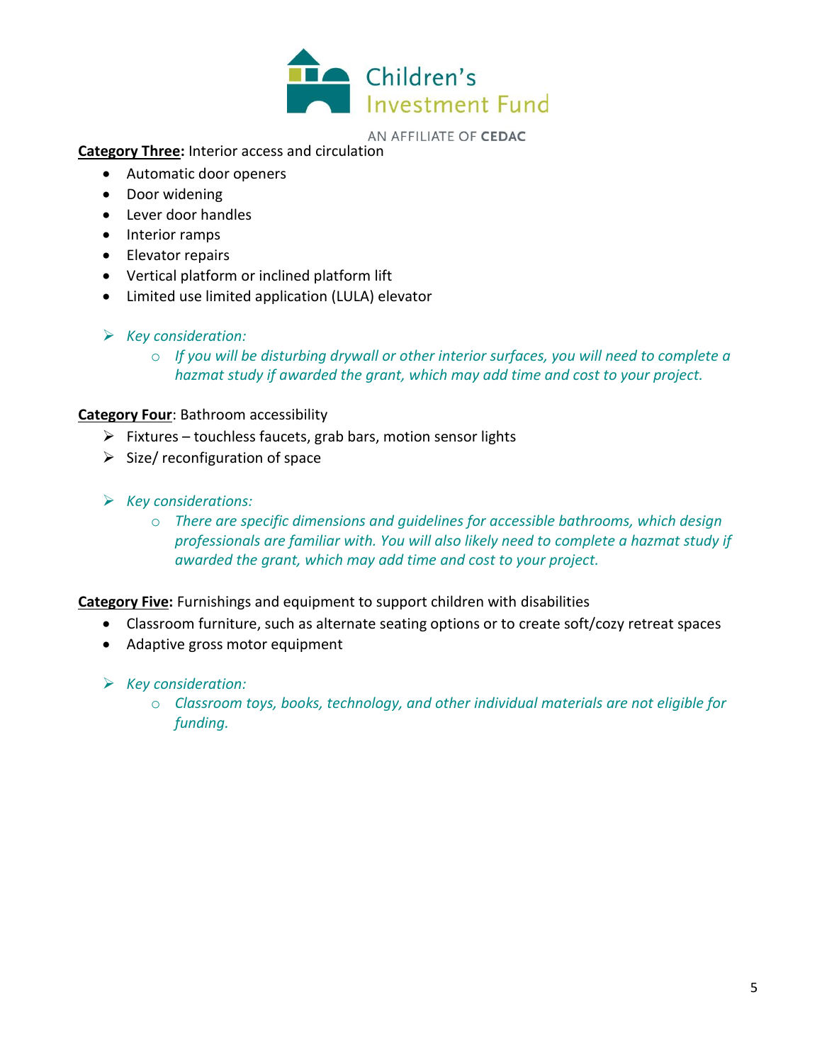**Category Three:** Interior access and circulation

- Automatic door openers
- Door widening
- Lever door handles
- Interior ramps
- Elevator repairs
- Vertical platform or inclined platform lift
- Limited use limited application (LULA) elevator

- *Key consideration:*
  - *If you will be disturbing drywall or other interior surfaces, you will need to complete a hazmat study if awarded the grant, which may add time and cost to your project.*

**Category Four**: Bathroom accessibility

- Fixtures – touchless faucets, grab bars, motion sensor lights
- Size/ reconfiguration of space

- *Key considerations:*
  - *There are specific dimensions and guidelines for accessible bathrooms, which design professionals are familiar with. You will also likely need to complete a hazmat study if awarded the grant, which may add time and cost to your project.*

**Category Five:** Furnishings and equipment to support children with disabilities

- Classroom furniture, such as alternate seating options or to create soft/cozy retreat spaces
- Adaptive gross motor equipment

- *Key consideration:*
  - *Classroom toys, books, technology, and other individual materials are not eligible for funding.*